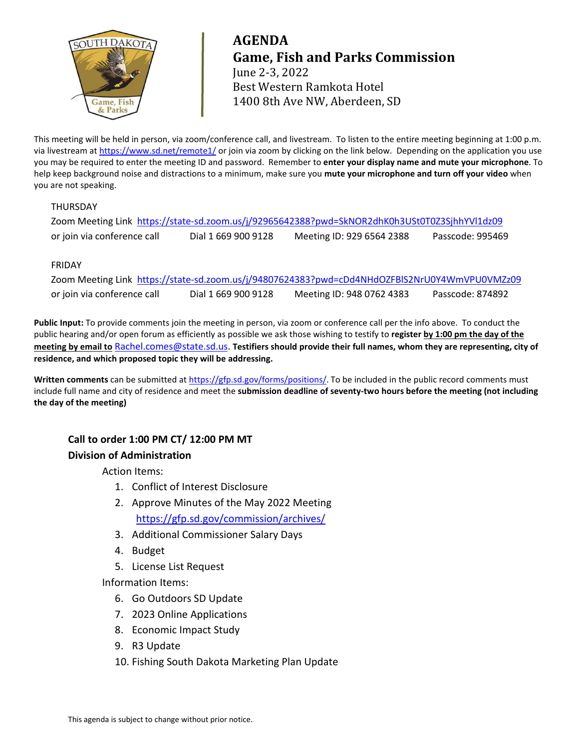# AGENDA
# Game, Fish and Parks Commission

June 2-3, 2022
Best Western Ramkota Hotel
1400 8th Ave NW, Aberdeen, SD

This meeting will be held in person, via zoom/conference call, and livestream. To listen to the entire meeting beginning at 1:00 p.m. via livestream at https://www.sd.net/remote1/ or join via zoom by clicking on the link below. Depending on the application you use you may be required to enter the meeting ID and password. Remember to **enter your display name and mute your microphone**. To help keep background noise and distractions to a minimum, make sure you **mute your microphone and turn off your video** when you are not speaking.

THURSDAY
Zoom Meeting Link https://state-sd.zoom.us/j/92965642388?pwd=SkNOR2dhK0h3USt0T0Z3SjhhYVl1dz09
or join via conference call    Dial 1 669 900 9128    Meeting ID: 929 6564 2388    Passcode: 995469

FRIDAY
Zoom Meeting Link https://state-sd.zoom.us/j/94807624383?pwd=cDd4NHdOZFBlS2NrU0Y4WmVPU0VMZz09
or join via conference call    Dial 1 669 900 9128    Meeting ID: 948 0762 4383    Passcode: 874892

**Public Input:** To provide comments join the meeting in person, via zoom or conference call per the info above. To conduct the public hearing and/or open forum as efficiently as possible we ask those wishing to testify to **register <u>by 1:00 pm the day of the meeting by email to</u>** Rachel.comes@state.sd.us. **Testifiers should provide their full names, whom they are representing, city of residence, and which proposed topic they will be addressing.**

**Written comments** can be submitted at https://gfp.sd.gov/forms/positions/. To be included in the public record comments must include full name and city of residence and meet the **submission deadline of seventy-two hours before the meeting (not including the day of the meeting)**

**Call to order 1:00 PM CT/ 12:00 PM MT**

**Division of Administration**

Action Items:

1. Conflict of Interest Disclosure
2. Approve Minutes of the May 2022 Meeting
   https://gfp.sd.gov/commission/archives/
3. Additional Commissioner Salary Days
4. Budget
5. License List Request

Information Items:

6. Go Outdoors SD Update
7. 2023 Online Applications
8. Economic Impact Study
9. R3 Update
10. Fishing South Dakota Marketing Plan Update

This agenda is subject to change without prior notice.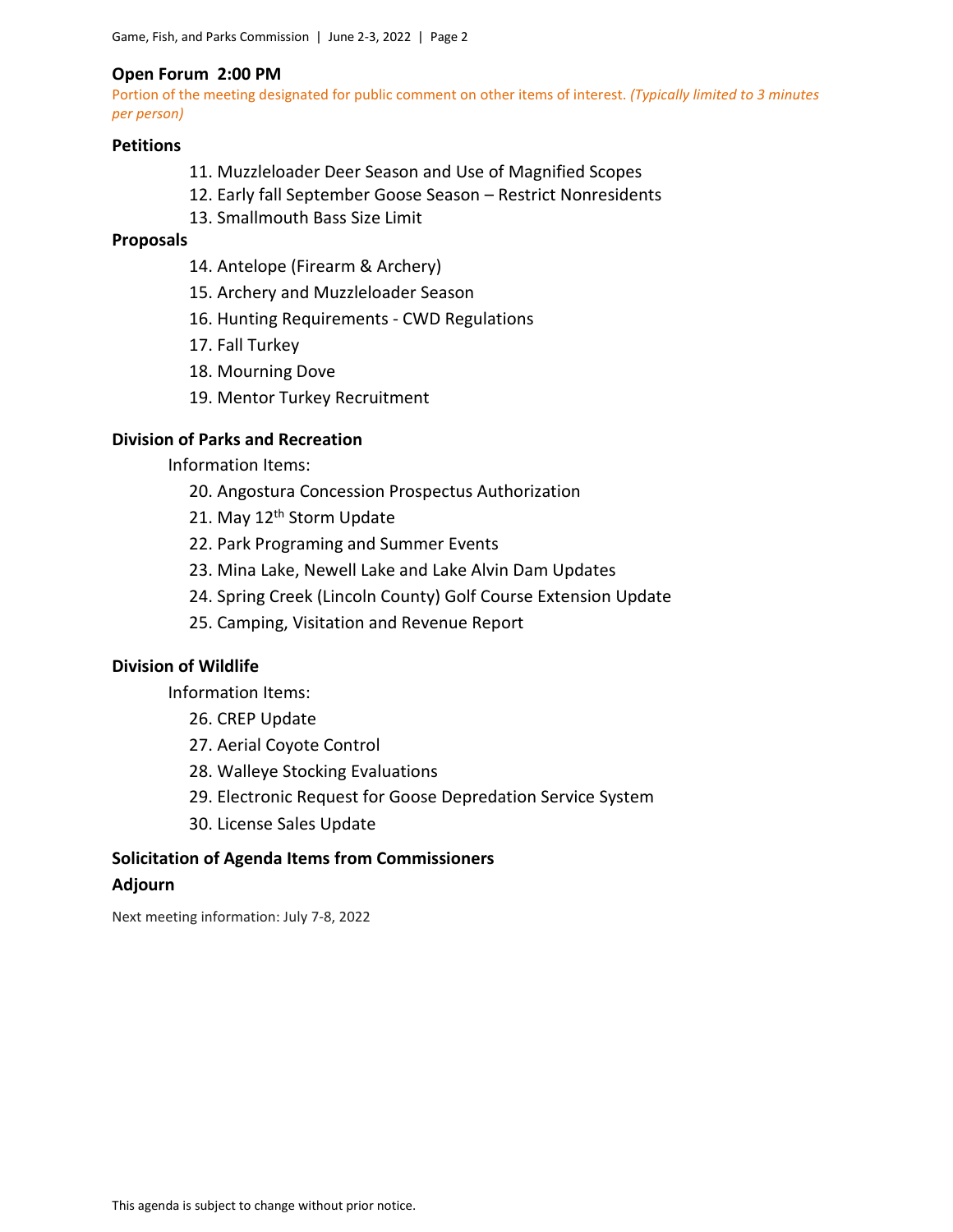**Open Forum 2:00 PM**

Portion of the meeting designated for public comment on other items of interest. *(Typically limited to 3 minutes per person)*

**Petitions**

11. Muzzleloader Deer Season and Use of Magnified Scopes
12. Early fall September Goose Season – Restrict Nonresidents
13. Smallmouth Bass Size Limit

**Proposals**

14. Antelope (Firearm & Archery)
15. Archery and Muzzleloader Season
16. Hunting Requirements - CWD Regulations
17. Fall Turkey
18. Mourning Dove
19. Mentor Turkey Recruitment

**Division of Parks and Recreation**

Information Items:

20. Angostura Concession Prospectus Authorization
21. May 12th Storm Update
22. Park Programing and Summer Events
23. Mina Lake, Newell Lake and Lake Alvin Dam Updates
24. Spring Creek (Lincoln County) Golf Course Extension Update
25. Camping, Visitation and Revenue Report

**Division of Wildlife**

Information Items:

26. CREP Update
27. Aerial Coyote Control
28. Walleye Stocking Evaluations
29. Electronic Request for Goose Depredation Service System
30. License Sales Update

**Solicitation of Agenda Items from Commissioners**

**Adjourn**

Next meeting information: July 7-8, 2022

This agenda is subject to change without prior notice.